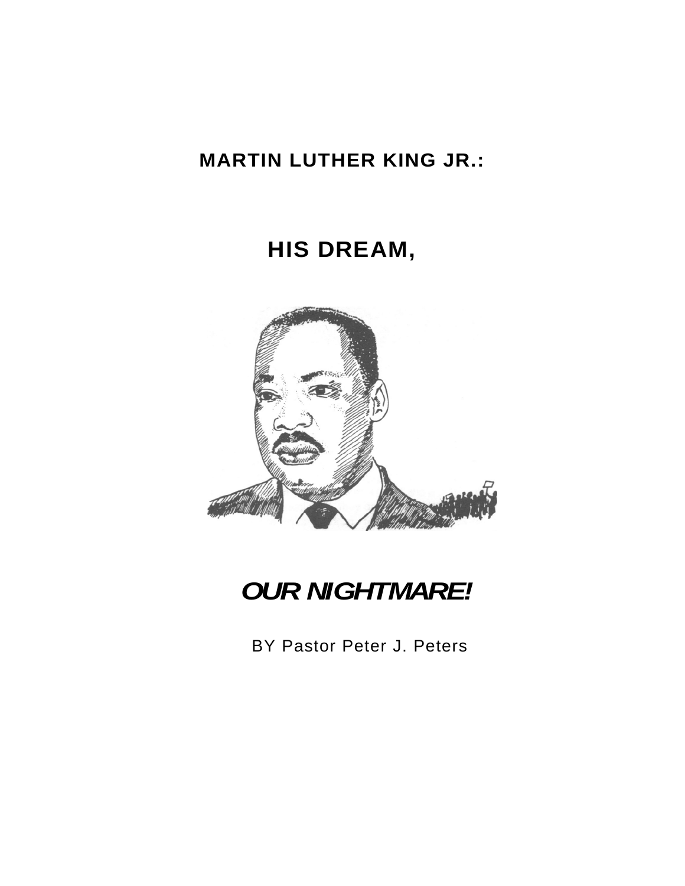# MARTIN LUTHER KING JR.:

# HIS DREAM,

# *OUR NIGHTMARE!*

BY Pastor Peter J. Peters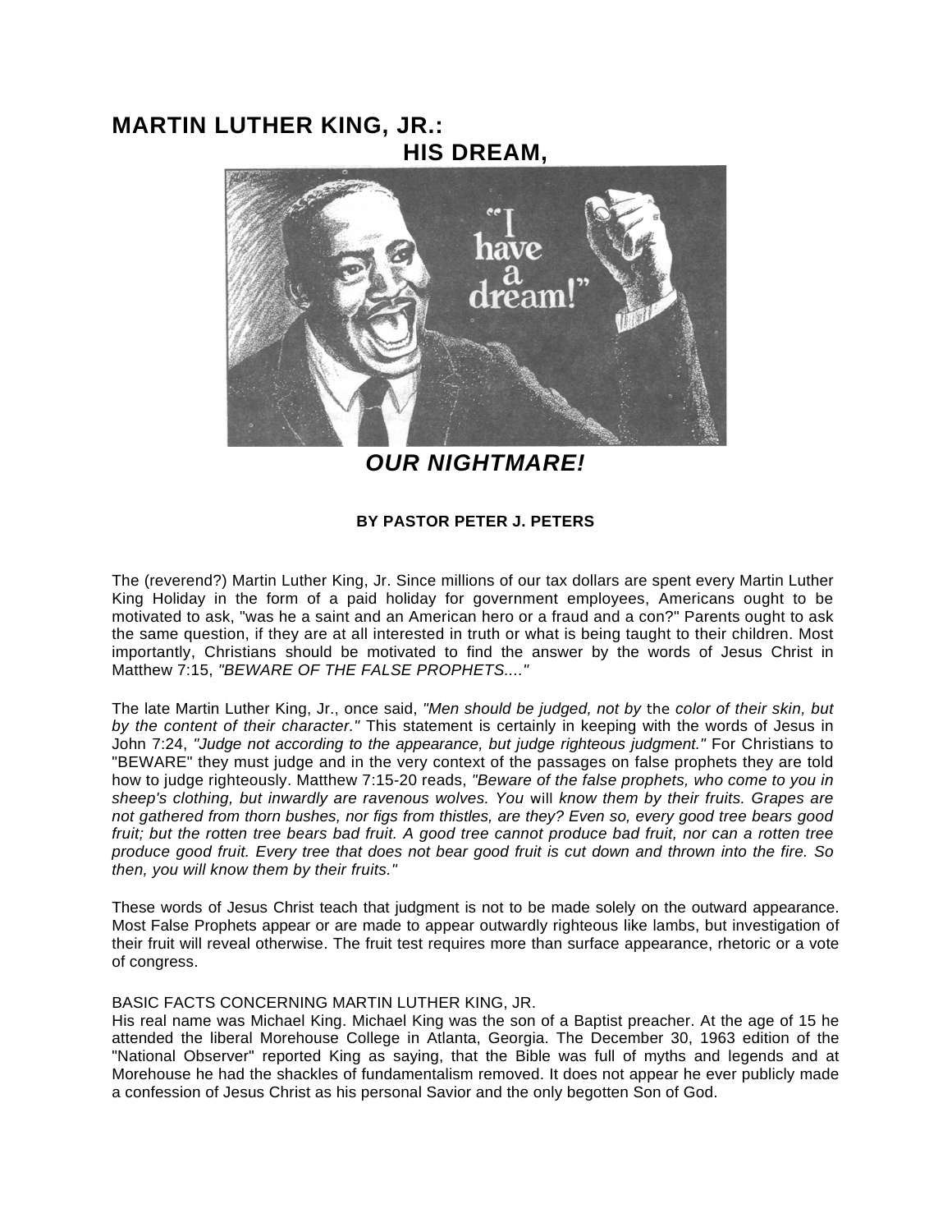# MARTIN LUTHER KING, JR.:
# HIS DREAM,

# *OUR NIGHTMARE!*

**BY PASTOR PETER J. PETERS**

The (reverend?) Martin Luther King, Jr. Since millions of our tax dollars are spent every Martin Luther King Holiday in the form of a paid holiday for government employees, Americans ought to be motivated to ask, "was he a saint and an American hero or a fraud and a con?" Parents ought to ask the same question, if they are at all interested in truth or what is being taught to their children. Most importantly, Christians should be motivated to find the answer by the words of Jesus Christ in Matthew 7:15, *"BEWARE OF THE FALSE PROPHETS...."*

The late Martin Luther King, Jr., once said, *"Men should be judged, not by* the *color of their skin, but by the content of their character."* This statement is certainly in keeping with the words of Jesus in John 7:24, *"Judge not according to the appearance, but judge righteous judgment."* For Christians to "BEWARE" they must judge and in the very context of the passages on false prophets they are told how to judge righteously. Matthew 7:15-20 reads, *"Beware of the false prophets, who come to you in sheep's clothing, but inwardly are ravenous wolves. You* will *know them by their fruits. Grapes are not gathered from thorn bushes, nor figs from thistles, are they? Even so, every good tree bears good fruit; but the rotten tree bears bad fruit. A good tree cannot produce bad fruit, nor can a rotten tree produce good fruit. Every tree that does not bear good fruit is cut down and thrown into the fire. So then, you will know them by their fruits."*

These words of Jesus Christ teach that judgment is not to be made solely on the outward appearance. Most False Prophets appear or are made to appear outwardly righteous like lambs, but investigation of their fruit will reveal otherwise. The fruit test requires more than surface appearance, rhetoric or a vote of congress.

BASIC FACTS CONCERNING MARTIN LUTHER KING, JR.

His real name was Michael King. Michael King was the son of a Baptist preacher. At the age of 15 he attended the liberal Morehouse College in Atlanta, Georgia. The December 30, 1963 edition of the "National Observer" reported King as saying, that the Bible was full of myths and legends and at Morehouse he had the shackles of fundamentalism removed. It does not appear he ever publicly made a confession of Jesus Christ as his personal Savior and the only begotten Son of God.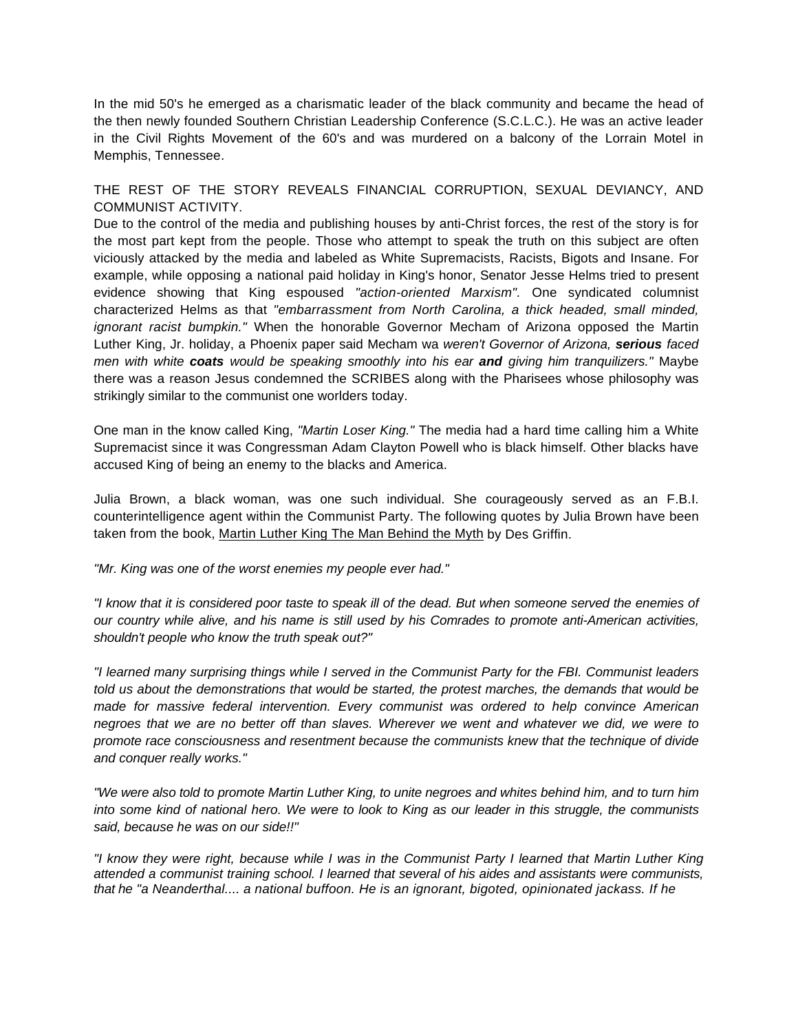In the mid 50's he emerged as a charismatic leader of the black community and became the head of the then newly founded Southern Christian Leadership Conference (S.C.L.C.). He was an active leader in the Civil Rights Movement of the 60's and was murdered on a balcony of the Lorrain Motel in Memphis, Tennessee.

THE REST OF THE STORY REVEALS FINANCIAL CORRUPTION, SEXUAL DEVIANCY, AND COMMUNIST ACTIVITY.

Due to the control of the media and publishing houses by anti-Christ forces, the rest of the story is for the most part kept from the people. Those who attempt to speak the truth on this subject are often viciously attacked by the media and labeled as White Supremacists, Racists, Bigots and Insane. For example, while opposing a national paid holiday in King's honor, Senator Jesse Helms tried to present evidence showing that King espoused *"action-oriented Marxism".* One syndicated columnist characterized Helms as that *"embarrassment from North Carolina, a thick headed, small minded, ignorant racist bumpkin."* When the honorable Governor Mecham of Arizona opposed the Martin Luther King, Jr. holiday, a Phoenix paper said Mecham wa *weren't Governor of Arizona, **serious** faced men with white **coats** would be speaking smoothly into his ear **and** giving him tranquilizers."* Maybe there was a reason Jesus condemned the SCRIBES along with the Pharisees whose philosophy was strikingly similar to the communist one worlders today.

One man in the know called King, *"Martin Loser King."* The media had a hard time calling him a White Supremacist since it was Congressman Adam Clayton Powell who is black himself. Other blacks have accused King of being an enemy to the blacks and America.

Julia Brown, a black woman, was one such individual. She courageously served as an F.B.I. counterintelligence agent within the Communist Party. The following quotes by Julia Brown have been taken from the book, Martin Luther King The Man Behind the Myth by Des Griffin.

*"Mr. King was one of the worst enemies my people ever had."*

*"I know that it is considered poor taste to speak ill of the dead. But when someone served the enemies of our country while alive, and his name is still used by his Comrades to promote anti-American activities, shouldn't people who know the truth speak out?"*

*"I learned many surprising things while I served in the Communist Party for the FBI. Communist leaders told us about the demonstrations that would be started, the protest marches, the demands that would be made for massive federal intervention. Every communist was ordered to help convince American negroes that we are no better off than slaves. Wherever we went and whatever we did, we were to promote race consciousness and resentment because the communists knew that the technique of divide and conquer really works."*

*"We were also told to promote Martin Luther King, to unite negroes and whites behind him, and to turn him into some kind of national hero. We were to look to King as our leader in this struggle, the communists said, because he was on our side!!"*

*"I know they were right, because while I was in the Communist Party I learned that Martin Luther King attended a communist training school. I learned that several of his aides and assistants were communists, that he "a Neanderthal.... a national buffoon. He is an ignorant, bigoted, opinionated jackass. If he*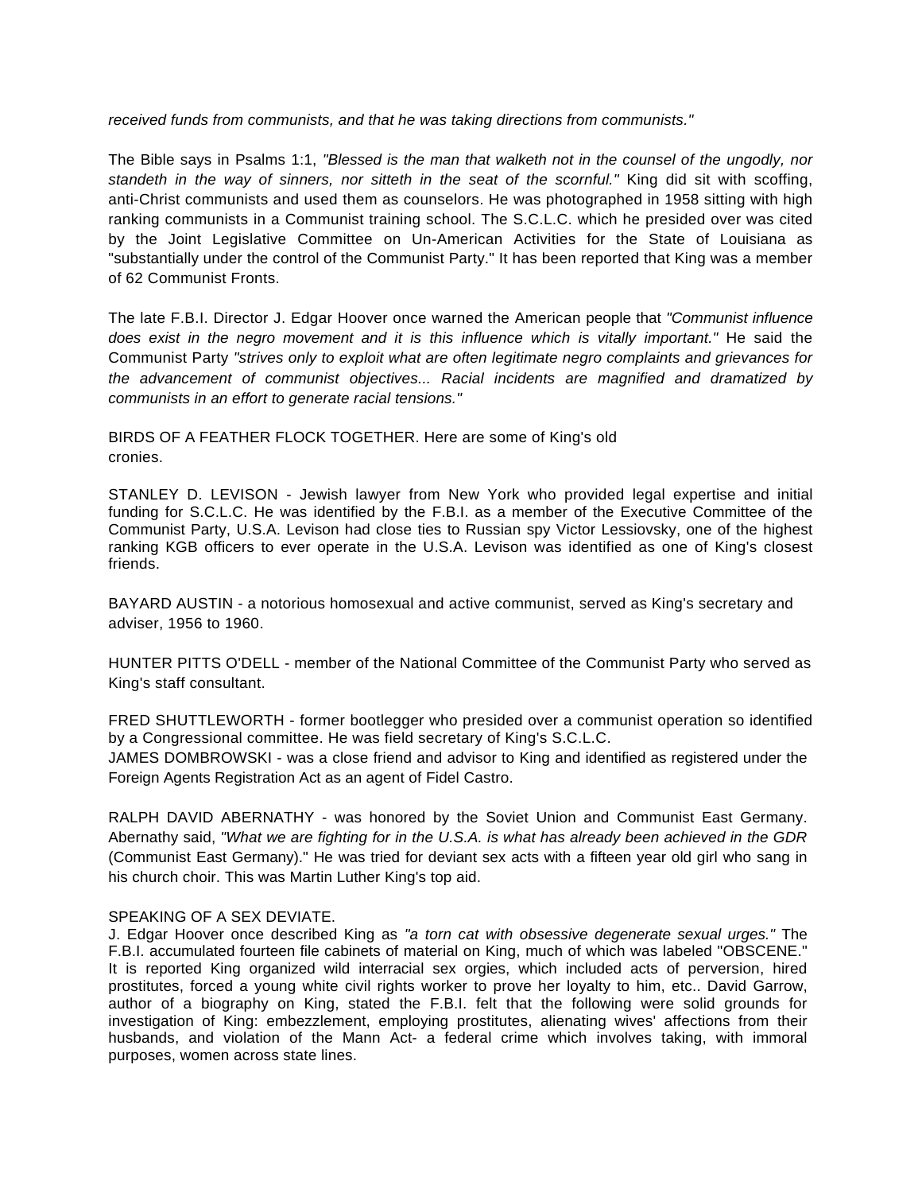*received funds from communists, and that he was taking directions from communists."*

The Bible says in Psalms 1:1, *"Blessed is the man that walketh not in the counsel of the ungodly, nor standeth in the way of sinners, nor sitteth in the seat of the scornful."* King did sit with scoffing, anti-Christ communists and used them as counselors. He was photographed in 1958 sitting with high ranking communists in a Communist training school. The S.C.L.C. which he presided over was cited by the Joint Legislative Committee on Un-American Activities for the State of Louisiana as "substantially under the control of the Communist Party." It has been reported that King was a member of 62 Communist Fronts.

The late F.B.I. Director J. Edgar Hoover once warned the American people that *"Communist influence does exist in the negro movement and it is this influence which is vitally important."* He said the Communist Party *"strives only to exploit what are often legitimate negro complaints and grievances for the advancement of communist objectives... Racial incidents are magnified and dramatized by communists in an effort to generate racial tensions."*

BIRDS OF A FEATHER FLOCK TOGETHER. Here are some of King's old cronies.

STANLEY D. LEVISON - Jewish lawyer from New York who provided legal expertise and initial funding for S.C.L.C. He was identified by the F.B.I. as a member of the Executive Committee of the Communist Party, U.S.A. Levison had close ties to Russian spy Victor Lessiovsky, one of the highest ranking KGB officers to ever operate in the U.S.A. Levison was identified as one of King's closest friends.

BAYARD AUSTIN - a notorious homosexual and active communist, served as King's secretary and adviser, 1956 to 1960.

HUNTER PITTS O'DELL - member of the National Committee of the Communist Party who served as King's staff consultant.

FRED SHUTTLEWORTH - former bootlegger who presided over a communist operation so identified by a Congressional committee. He was field secretary of King's S.C.L.C.

JAMES DOMBROWSKI - was a close friend and advisor to King and identified as registered under the Foreign Agents Registration Act as an agent of Fidel Castro.

RALPH DAVID ABERNATHY - was honored by the Soviet Union and Communist East Germany. Abernathy said, *"What we are fighting for in the U.S.A. is what has already been achieved in the GDR* (Communist East Germany)." He was tried for deviant sex acts with a fifteen year old girl who sang in his church choir. This was Martin Luther King's top aid.

SPEAKING OF A SEX DEVIATE.

J. Edgar Hoover once described King as *"a torn cat with obsessive degenerate sexual urges."* The F.B.I. accumulated fourteen file cabinets of material on King, much of which was labeled "OBSCENE." It is reported King organized wild interracial sex orgies, which included acts of perversion, hired prostitutes, forced a young white civil rights worker to prove her loyalty to him, etc.. David Garrow, author of a biography on King, stated the F.B.I. felt that the following were solid grounds for investigation of King: embezzlement, employing prostitutes, alienating wives' affections from their husbands, and violation of the Mann Act- a federal crime which involves taking, with immoral purposes, women across state lines.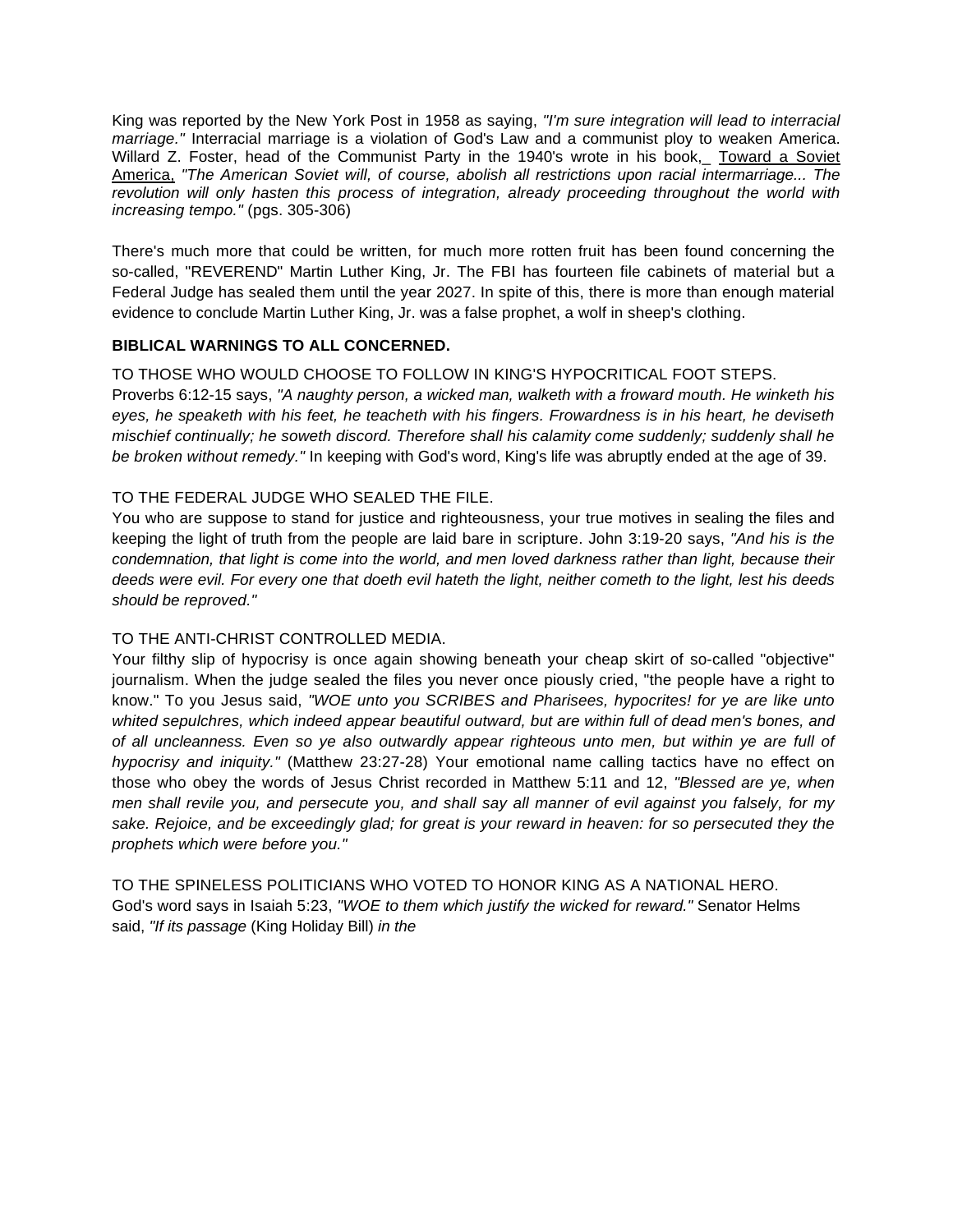King was reported by the New York Post in 1958 as saying, *"I'm sure integration will lead to interracial marriage."* Interracial marriage is a violation of God's Law and a communist ploy to weaken America. Willard Z. Foster, head of the Communist Party in the 1940's wrote in his book,_ Toward a Soviet America, *"The American Soviet will, of course, abolish all restrictions upon racial intermarriage... The revolution will only hasten this process of integration, already proceeding throughout the world with increasing tempo."* (pgs. 305-306)

There's much more that could be written, for much more rotten fruit has been found concerning the so-called, "REVEREND" Martin Luther King, Jr. The FBI has fourteen file cabinets of material but a Federal Judge has sealed them until the year 2027. In spite of this, there is more than enough material evidence to conclude Martin Luther King, Jr. was a false prophet, a wolf in sheep's clothing.

**BIBLICAL WARNINGS TO ALL CONCERNED.**

TO THOSE WHO WOULD CHOOSE TO FOLLOW IN KING'S HYPOCRITICAL FOOT STEPS.
Proverbs 6:12-15 says, *"A naughty person, a wicked man, walketh with a froward mouth. He winketh his eyes, he speaketh with his feet, he teacheth with his fingers. Frowardness is in his heart, he deviseth mischief continually; he soweth discord. Therefore shall his calamity come suddenly; suddenly shall he be broken without remedy."* In keeping with God's word, King's life was abruptly ended at the age of 39.

TO THE FEDERAL JUDGE WHO SEALED THE FILE.
You who are suppose to stand for justice and righteousness, your true motives in sealing the files and keeping the light of truth from the people are laid bare in scripture. John 3:19-20 says, *"And his is the condemnation, that light is come into the world, and men loved darkness rather than light, because their deeds were evil. For every one that doeth evil hateth the light, neither cometh to the light, lest his deeds should be reproved."*

TO THE ANTI-CHRIST CONTROLLED MEDIA.
Your filthy slip of hypocrisy is once again showing beneath your cheap skirt of so-called "objective" journalism. When the judge sealed the files you never once piously cried, "the people have a right to know." To you Jesus said, *"WOE unto you SCRIBES and Pharisees, hypocrites! for ye are like unto whited sepulchres, which indeed appear beautiful outward, but are within full of dead men's bones, and of all uncleanness. Even so ye also outwardly appear righteous unto men, but within ye are full of hypocrisy and iniquity."* (Matthew 23:27-28) Your emotional name calling tactics have no effect on those who obey the words of Jesus Christ recorded in Matthew 5:11 and 12, *"Blessed are ye, when men shall revile you, and persecute you, and shall say all manner of evil against you falsely, for my sake. Rejoice, and be exceedingly glad; for great is your reward in heaven: for so persecuted they the prophets which were before you."*

TO THE SPINELESS POLITICIANS WHO VOTED TO HONOR KING AS A NATIONAL HERO.
God's word says in Isaiah 5:23, *"WOE to them which justify the wicked for reward."* Senator Helms said, *"If its passage* (King Holiday Bill) *in the*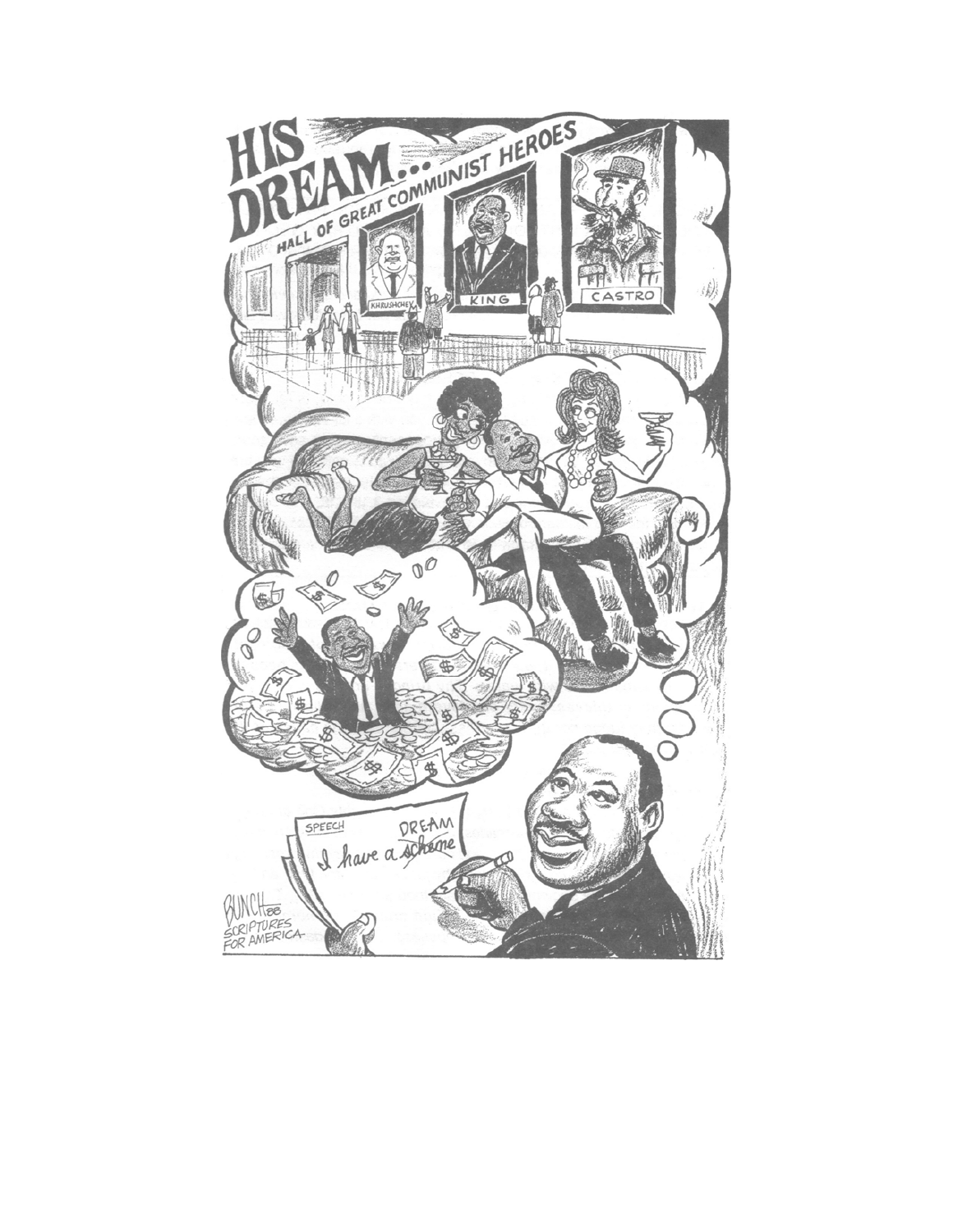# HIS DREAM...

HALL OF GREAT COMMUNIST HEROES

KHRUSHCHEV

KING

CASTRO

SPEECH

I have a ~~scheme~~ DREAM

BUNCH 88
SCRIPTURES FOR AMERICA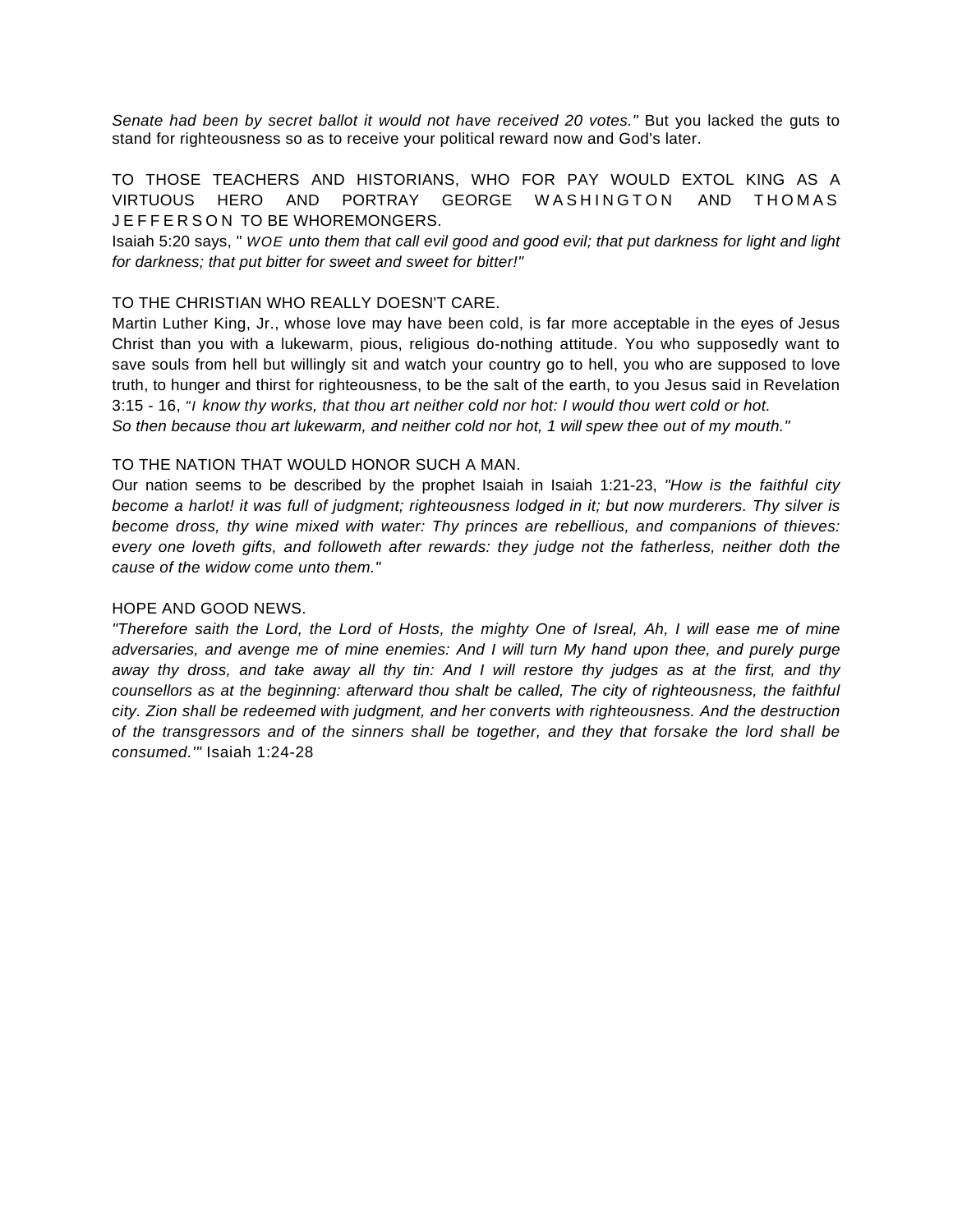*Senate had been by secret ballot it would not have received 20 votes."* But you lacked the guts to stand for righteousness so as to receive your political reward now and God's later.

TO THOSE TEACHERS AND HISTORIANS, WHO FOR PAY WOULD EXTOL KING AS A VIRTUOUS HERO AND PORTRAY GEORGE WASHINGTON AND THOMAS JEFFERSON TO BE WHOREMONGERS.

Isaiah 5:20 says, " *WOE unto them that call evil good and good evil; that put darkness for light and light for darkness; that put bitter for sweet and sweet for bitter!"*

TO THE CHRISTIAN WHO REALLY DOESN'T CARE.

Martin Luther King, Jr., whose love may have been cold, is far more acceptable in the eyes of Jesus Christ than you with a lukewarm, pious, religious do-nothing attitude. You who supposedly want to save souls from hell but willingly sit and watch your country go to hell, you who are supposed to love truth, to hunger and thirst for righteousness, to be the salt of the earth, to you Jesus said in Revelation 3:15 - 16, *"I know thy works, that thou art neither cold nor hot: I would thou wert cold or hot. So then because thou art lukewarm, and neither cold nor hot, 1 will spew thee out of my mouth."*

TO THE NATION THAT WOULD HONOR SUCH A MAN.

Our nation seems to be described by the prophet Isaiah in Isaiah 1:21-23, *"How is the faithful city become a harlot! it was full of judgment; righteousness lodged in it; but now murderers. Thy silver is become dross, thy wine mixed with water: Thy princes are rebellious, and companions of thieves: every one loveth gifts, and followeth after rewards: they judge not the fatherless, neither doth the cause of the widow come unto them."*

HOPE AND GOOD NEWS.

*"Therefore saith the Lord, the Lord of Hosts, the mighty One of Isreal, Ah, I will ease me of mine adversaries, and avenge me of mine enemies: And I will turn My hand upon thee, and purely purge away thy dross, and take away all thy tin: And I will restore thy judges as at the first, and thy counsellors as at the beginning: afterward thou shalt be called, The city of righteousness, the faithful city. Zion shall be redeemed with judgment, and her converts with righteousness. And the destruction of the transgressors and of the sinners shall be together, and they that forsake the lord shall be consumed.'"* Isaiah 1:24-28